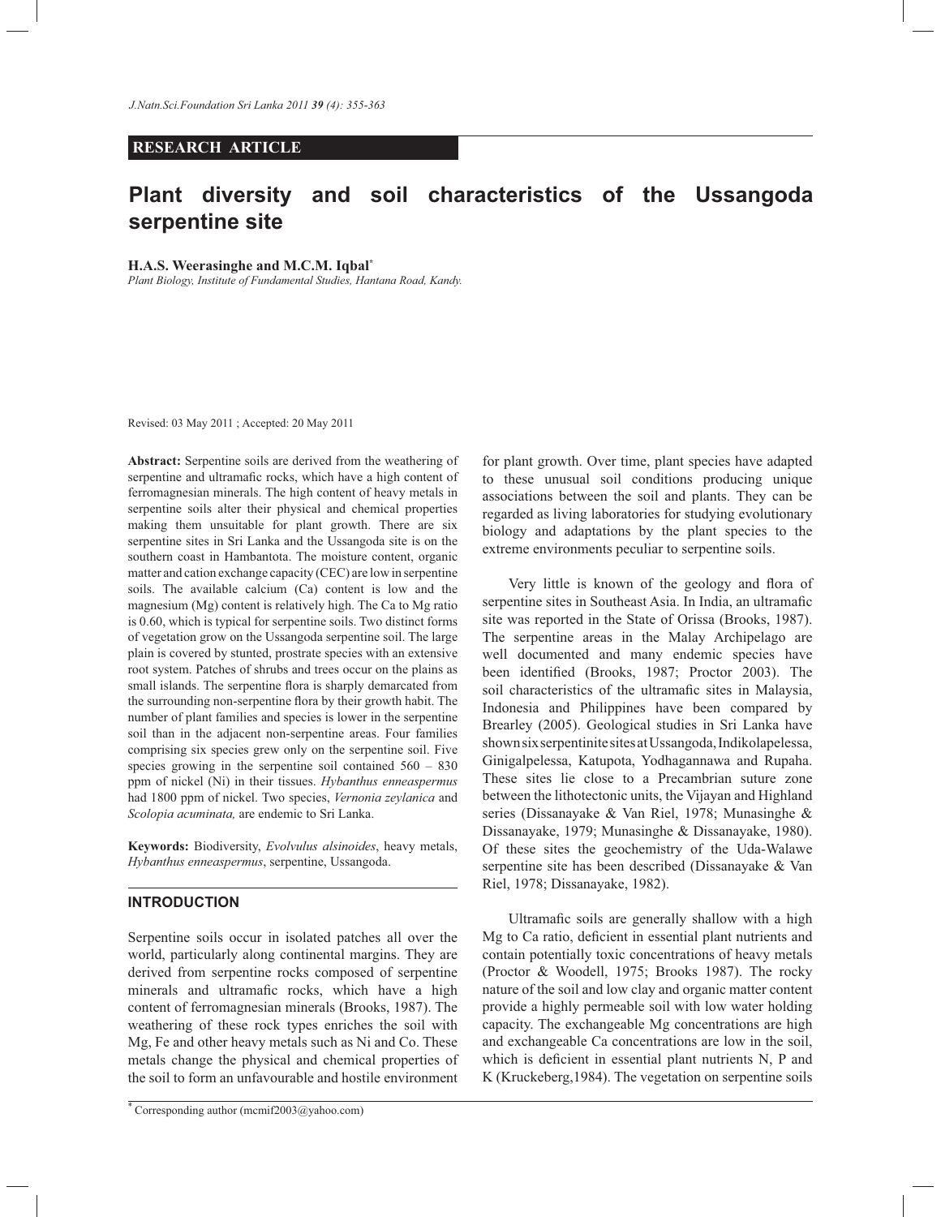**RESEARCH ARTICLE**

# Plant diversity and soil characteristics of the Ussangoda serpentine site

**H.A.S. Weerasinghe and M.C.M. Iqbal***

*Plant Biology, Institute of Fundamental Studies, Hantana Road, Kandy.*

Revised: 03 May 2011 ; Accepted: 20 May 2011

**Abstract:** Serpentine soils are derived from the weathering of serpentine and ultramafic rocks, which have a high content of ferromagnesian minerals. The high content of heavy metals in serpentine soils alter their physical and chemical properties making them unsuitable for plant growth. There are six serpentine sites in Sri Lanka and the Ussangoda site is on the southern coast in Hambantota. The moisture content, organic matter and cation exchange capacity (CEC) are low in serpentine soils. The available calcium (Ca) content is low and the magnesium (Mg) content is relatively high. The Ca to Mg ratio is 0.60, which is typical for serpentine soils. Two distinct forms of vegetation grow on the Ussangoda serpentine soil. The large plain is covered by stunted, prostrate species with an extensive root system. Patches of shrubs and trees occur on the plains as small islands. The serpentine flora is sharply demarcated from the surrounding non-serpentine flora by their growth habit. The number of plant families and species is lower in the serpentine soil than in the adjacent non-serpentine areas. Four families comprising six species grew only on the serpentine soil. Five species growing in the serpentine soil contained 560 – 830 ppm of nickel (Ni) in their tissues. *Hybanthus enneaspermus* had 1800 ppm of nickel. Two species, *Vernonia zeylanica* and *Scolopia acuminata,* are endemic to Sri Lanka.

**Keywords:** Biodiversity, *Evolvulus alsinoides*, heavy metals, *Hybanthus enneaspermus*, serpentine, Ussangoda.

## INTRODUCTION

Serpentine soils occur in isolated patches all over the world, particularly along continental margins. They are derived from serpentine rocks composed of serpentine minerals and ultramafic rocks, which have a high content of ferromagnesian minerals (Brooks, 1987). The weathering of these rock types enriches the soil with Mg, Fe and other heavy metals such as Ni and Co. These metals change the physical and chemical properties of the soil to form an unfavourable and hostile environment for plant growth. Over time, plant species have adapted to these unusual soil conditions producing unique associations between the soil and plants. They can be regarded as living laboratories for studying evolutionary biology and adaptations by the plant species to the extreme environments peculiar to serpentine soils.

Very little is known of the geology and flora of serpentine sites in Southeast Asia. In India, an ultramafic site was reported in the State of Orissa (Brooks, 1987). The serpentine areas in the Malay Archipelago are well documented and many endemic species have been identified (Brooks, 1987; Proctor 2003). The soil characteristics of the ultramafic sites in Malaysia, Indonesia and Philippines have been compared by Brearley (2005). Geological studies in Sri Lanka have shown six serpentinite sites at Ussangoda, Indikolapelessa, Ginigalpelessa, Katupota, Yodhagannawa and Rupaha. These sites lie close to a Precambrian suture zone between the lithotectonic units, the Vijayan and Highland series (Dissanayake & Van Riel, 1978; Munasinghe & Dissanayake, 1979; Munasinghe & Dissanayake, 1980). Of these sites the geochemistry of the Uda-Walawe serpentine site has been described (Dissanayake & Van Riel, 1978; Dissanayake, 1982).

Ultramafic soils are generally shallow with a high Mg to Ca ratio, deficient in essential plant nutrients and contain potentially toxic concentrations of heavy metals (Proctor & Woodell, 1975; Brooks 1987). The rocky nature of the soil and low clay and organic matter content provide a highly permeable soil with low water holding capacity. The exchangeable Mg concentrations are high and exchangeable Ca concentrations are low in the soil, which is deficient in essential plant nutrients N, P and K (Kruckeberg,1984). The vegetation on serpentine soils

* Corresponding author (mcmif2003@yahoo.com)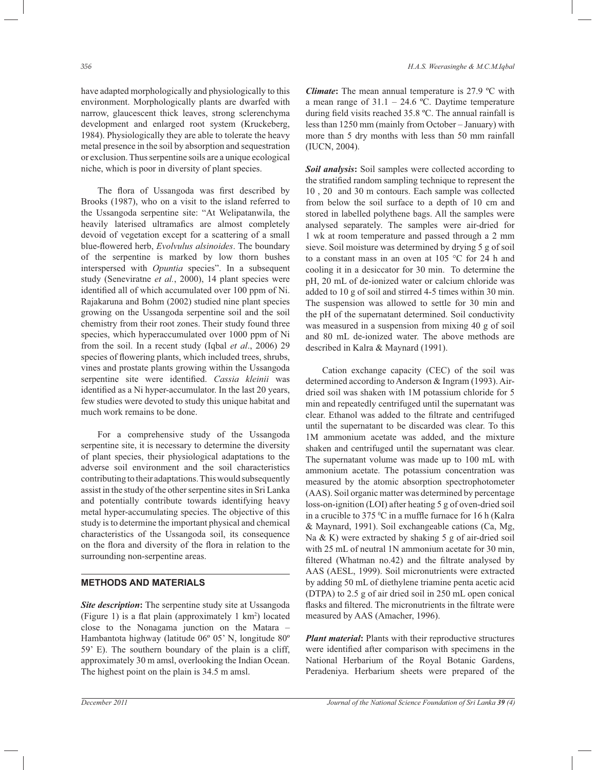have adapted morphologically and physiologically to this environment. Morphologically plants are dwarfed with narrow, glaucescent thick leaves, strong sclerenchyma development and enlarged root system (Kruckeberg, 1984). Physiologically they are able to tolerate the heavy metal presence in the soil by absorption and sequestration or exclusion. Thus serpentine soils are a unique ecological niche, which is poor in diversity of plant species.

The flora of Ussangoda was first described by Brooks (1987), who on a visit to the island referred to the Ussangoda serpentine site: "At Welipatanwila, the heavily laterised ultramafics are almost completely devoid of vegetation except for a scattering of a small blue-flowered herb, *Evolvulus alsinoides*. The boundary of the serpentine is marked by low thorn bushes interspersed with *Opuntia* species". In a subsequent study (Seneviratne *et al.*, 2000), 14 plant species were identified all of which accumulated over 100 ppm of Ni. Rajakaruna and Bohm (2002) studied nine plant species growing on the Ussangoda serpentine soil and the soil chemistry from their root zones. Their study found three species, which hyperaccumulated over 1000 ppm of Ni from the soil. In a recent study (Iqbal *et al*., 2006) 29 species of flowering plants, which included trees, shrubs, vines and prostate plants growing within the Ussangoda serpentine site were identified. *Cassia kleinii* was identified as a Ni hyper-accumulator. In the last 20 years, few studies were devoted to study this unique habitat and much work remains to be done.

For a comprehensive study of the Ussangoda serpentine site, it is necessary to determine the diversity of plant species, their physiological adaptations to the adverse soil environment and the soil characteristics contributing to their adaptations. This would subsequently assist in the study of the other serpentine sites in Sri Lanka and potentially contribute towards identifying heavy metal hyper-accumulating species. The objective of this study is to determine the important physical and chemical characteristics of the Ussangoda soil, its consequence on the flora and diversity of the flora in relation to the surrounding non-serpentine areas.

## METHODS AND MATERIALS

***Site description*:** The serpentine study site at Ussangoda (Figure 1) is a flat plain (approximately 1 km$^2$) located close to the Nonagama junction on the Matara – Hambantota highway (latitude 06º 05' N, longitude 80º 59' E). The southern boundary of the plain is a cliff, approximately 30 m amsl, overlooking the Indian Ocean. The highest point on the plain is 34.5 m amsl.

***Climate*:** The mean annual temperature is 27.9 ºC with a mean range of 31.1 – 24.6 ºC. Daytime temperature during field visits reached 35.8 ºC. The annual rainfall is less than 1250 mm (mainly from October – January) with more than 5 dry months with less than 50 mm rainfall (IUCN, 2004).

***Soil analysis*:** Soil samples were collected according to the stratified random sampling technique to represent the 10 , 20 and 30 m contours. Each sample was collected from below the soil surface to a depth of 10 cm and stored in labelled polythene bags. All the samples were analysed separately. The samples were air-dried for 1 wk at room temperature and passed through a 2 mm sieve. Soil moisture was determined by drying 5 g of soil to a constant mass in an oven at 105 °C for 24 h and cooling it in a desiccator for 30 min. To determine the pH, 20 mL of de-ionized water or calcium chloride was added to 10 g of soil and stirred 4-5 times within 30 min. The suspension was allowed to settle for 30 min and the pH of the supernatant determined. Soil conductivity was measured in a suspension from mixing 40 g of soil and 80 mL de-ionized water. The above methods are described in Kalra & Maynard (1991).

Cation exchange capacity (CEC) of the soil was determined according to Anderson & Ingram (1993). Air-dried soil was shaken with 1M potassium chloride for 5 min and repeatedly centrifuged until the supernatant was clear. Ethanol was added to the filtrate and centrifuged until the supernatant to be discarded was clear. To this 1M ammonium acetate was added, and the mixture shaken and centrifuged until the supernatant was clear. The supernatant volume was made up to 100 mL with ammonium acetate. The potassium concentration was measured by the atomic absorption spectrophotometer (AAS). Soil organic matter was determined by percentage loss-on-ignition (LOI) after heating 5 g of oven-dried soil in a crucible to 375 $^0$C in a muffle furnace for 16 h (Kalra & Maynard, 1991). Soil exchangeable cations (Ca, Mg, Na & K) were extracted by shaking 5 g of air-dried soil with 25 mL of neutral 1N ammonium acetate for 30 min, filtered (Whatman no.42) and the filtrate analysed by AAS (AESL, 1999). Soil micronutrients were extracted by adding 50 mL of diethylene triamine penta acetic acid (DTPA) to 2.5 g of air dried soil in 250 mL open conical flasks and filtered. The micronutrients in the filtrate were measured by AAS (Amacher, 1996).

***Plant material*:** Plants with their reproductive structures were identified after comparison with specimens in the National Herbarium of the Royal Botanic Gardens, Peradeniya. Herbarium sheets were prepared of the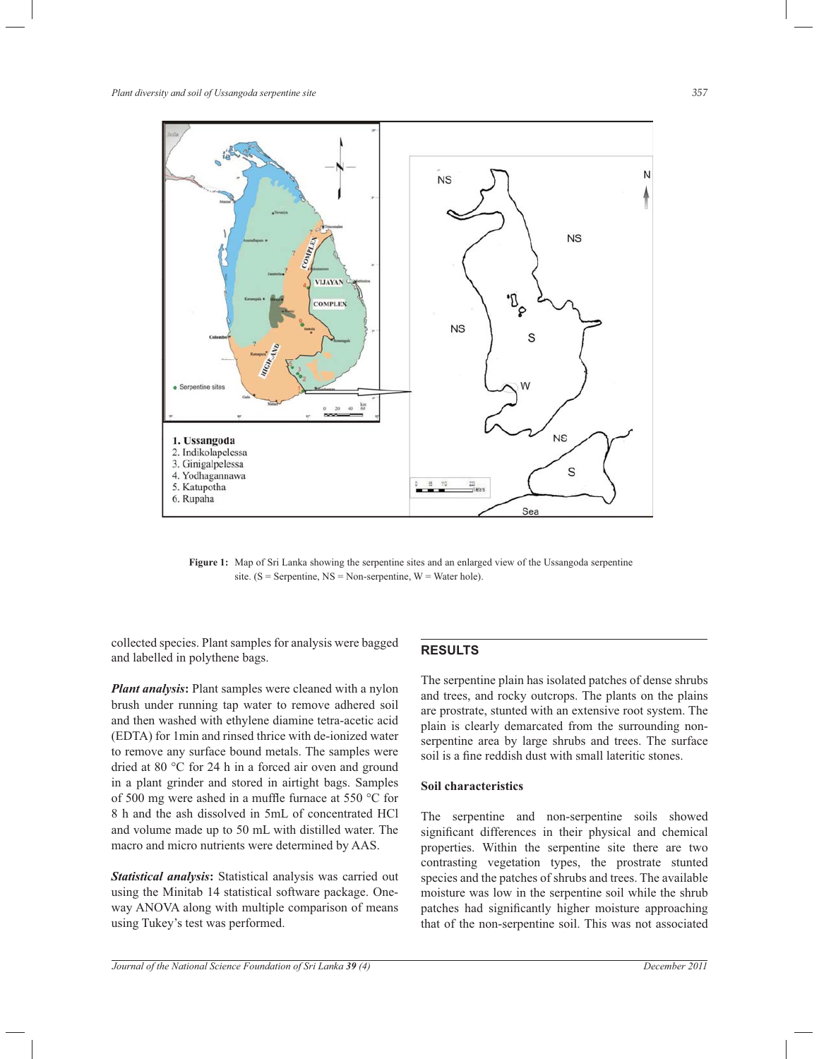Figure 1: Map of Sri Lanka showing the serpentine sites and an enlarged view of the Ussangoda serpentine site. (S = Serpentine, NS = Non-serpentine, W = Water hole).

collected species. Plant samples for analysis were bagged and labelled in polythene bags.

***Plant analysis*:** Plant samples were cleaned with a nylon brush under running tap water to remove adhered soil and then washed with ethylene diamine tetra-acetic acid (EDTA) for 1min and rinsed thrice with de-ionized water to remove any surface bound metals. The samples were dried at 80 °C for 24 h in a forced air oven and ground in a plant grinder and stored in airtight bags. Samples of 500 mg were ashed in a muffle furnace at 550 °C for 8 h and the ash dissolved in 5mL of concentrated HCl and volume made up to 50 mL with distilled water. The macro and micro nutrients were determined by AAS.

***Statistical analysis*:** Statistical analysis was carried out using the Minitab 14 statistical software package. One-way ANOVA along with multiple comparison of means using Tukey's test was performed.

## RESULTS

The serpentine plain has isolated patches of dense shrubs and trees, and rocky outcrops. The plants on the plains are prostrate, stunted with an extensive root system. The plain is clearly demarcated from the surrounding non-serpentine area by large shrubs and trees. The surface soil is a fine reddish dust with small lateritic stones.

### Soil characteristics

The serpentine and non-serpentine soils showed significant differences in their physical and chemical properties. Within the serpentine site there are two contrasting vegetation types, the prostrate stunted species and the patches of shrubs and trees. The available moisture was low in the serpentine soil while the shrub patches had significantly higher moisture approaching that of the non-serpentine soil. This was not associated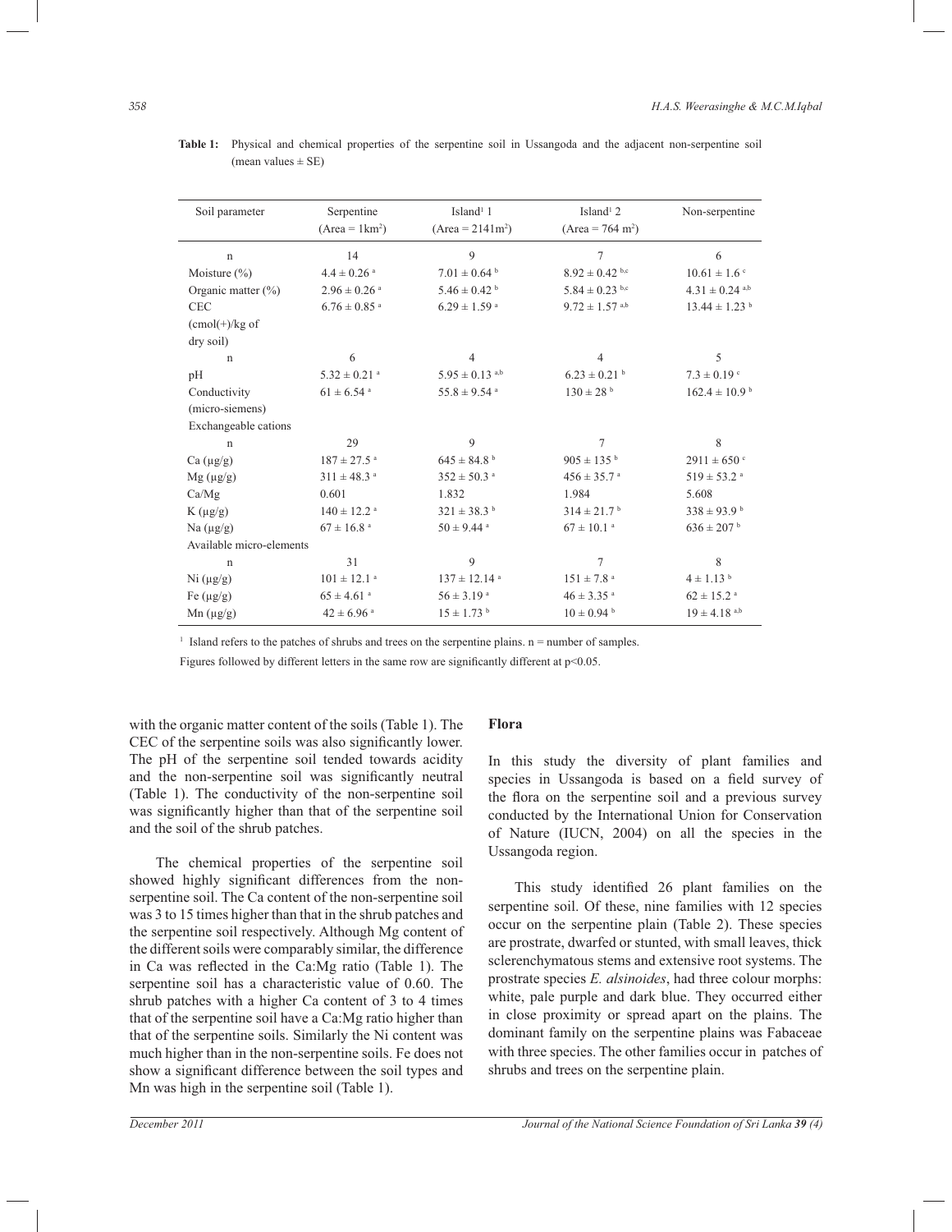**Table 1:** Physical and chemical properties of the serpentine soil in Ussangoda and the adjacent non-serpentine soil (mean values ± SE)

| Soil parameter | Serpentine (Area = 1km$^2$) | Island[1] 1 (Area = 2141m$^2$) | Island[1] 2 (Area = 764 m$^2$) | Non-serpentine |
|---|---|---|---|---|
| n | 14 | 9 | 7 | 6 |
| Moisture (%) | 4.4 ± 0.26 $^a$ | 7.01 ± 0.64 $^b$ | 8.92 ± 0.42 $^{b,c}$ | 10.61 ± 1.6 $^c$ |
| Organic matter (%) | 2.96 ± 0.26 $^a$ | 5.46 ± 0.42 $^b$ | 5.84 ± 0.23 $^{b,c}$ | 4.31 ± 0.24 $^{a,b}$ |
| CEC (cmol(+)/kg of dry soil) | 6.76 ± 0.85 $^a$ | 6.29 ± 1.59 $^a$ | 9.72 ± 1.57 $^{a,b}$ | 13.44 ± 1.23 $^b$ |
| n | 6 | 4 | 4 | 5 |
| pH | 5.32 ± 0.21 $^a$ | 5.95 ± 0.13 $^{a,b}$ | 6.23 ± 0.21 $^b$ | 7.3 ± 0.19 $^c$ |
| Conductivity (micro-siemens) | 61 ± 6.54 $^a$ | 55.8 ± 9.54 $^a$ | 130 ± 28 $^b$ | 162.4 ± 10.9 $^b$ |
| Exchangeable cations | | | | |
| n | 29 | 9 | 7 | 8 |
| Ca (µg/g) | 187 ± 27.5 $^a$ | 645 ± 84.8 $^b$ | 905 ± 135 $^b$ | 2911 ± 650 $^c$ |
| Mg (µg/g) | 311 ± 48.3 $^a$ | 352 ± 50.3 $^a$ | 456 ± 35.7 $^a$ | 519 ± 53.2 $^a$ |
| Ca/Mg | 0.601 | 1.832 | 1.984 | 5.608 |
| K (µg/g) | 140 ± 12.2 $^a$ | 321 ± 38.3 $^b$ | 314 ± 21.7 $^b$ | 338 ± 93.9 $^b$ |
| Na (µg/g) | 67 ± 16.8 $^a$ | 50 ± 9.44 $^a$ | 67 ± 10.1 $^a$ | 636 ± 207 $^b$ |
| Available micro-elements | | | | |
| n | 31 | 9 | 7 | 8 |
| Ni (µg/g) | 101 ± 12.1 $^a$ | 137 ± 12.14 $^a$ | 151 ± 7.8 $^a$ | 4 ± 1.13 $^b$ |
| Fe (µg/g) | 65 ± 4.61 $^a$ | 56 ± 3.19 $^a$ | 46 ± 3.35 $^a$ | 62 ± 15.2 $^a$ |
| Mn (µg/g) | 42 ± 6.96 $^a$ | 15 ± 1.73 $^b$ | 10 ± 0.94 $^b$ | 19 ± 4.18 $^{a,b}$ |

[1] Island refers to the patches of shrubs and trees on the serpentine plains. n = number of samples.

Figures followed by different letters in the same row are significantly different at $p<0.05$.

with the organic matter content of the soils (Table 1). The CEC of the serpentine soils was also significantly lower. The pH of the serpentine soil tended towards acidity and the non-serpentine soil was significantly neutral (Table 1). The conductivity of the non-serpentine soil was significantly higher than that of the serpentine soil and the soil of the shrub patches.

The chemical properties of the serpentine soil showed highly significant differences from the non-serpentine soil. The Ca content of the non-serpentine soil was 3 to 15 times higher than that in the shrub patches and the serpentine soil respectively. Although Mg content of the different soils were comparably similar, the difference in Ca was reflected in the Ca:Mg ratio (Table 1). The serpentine soil has a characteristic value of 0.60. The shrub patches with a higher Ca content of 3 to 4 times that of the serpentine soil have a Ca:Mg ratio higher than that of the serpentine soils. Similarly the Ni content was much higher than in the non-serpentine soils. Fe does not show a significant difference between the soil types and Mn was high in the serpentine soil (Table 1).

## Flora

In this study the diversity of plant families and species in Ussangoda is based on a field survey of the flora on the serpentine soil and a previous survey conducted by the International Union for Conservation of Nature (IUCN, 2004) on all the species in the Ussangoda region.

This study identified 26 plant families on the serpentine soil. Of these, nine families with 12 species occur on the serpentine plain (Table 2). These species are prostrate, dwarfed or stunted, with small leaves, thick sclerenchymatous stems and extensive root systems. The prostrate species *E. alsinoides*, had three colour morphs: white, pale purple and dark blue. They occurred either in close proximity or spread apart on the plains. The dominant family on the serpentine plains was Fabaceae with three species. The other families occur in patches of shrubs and trees on the serpentine plain.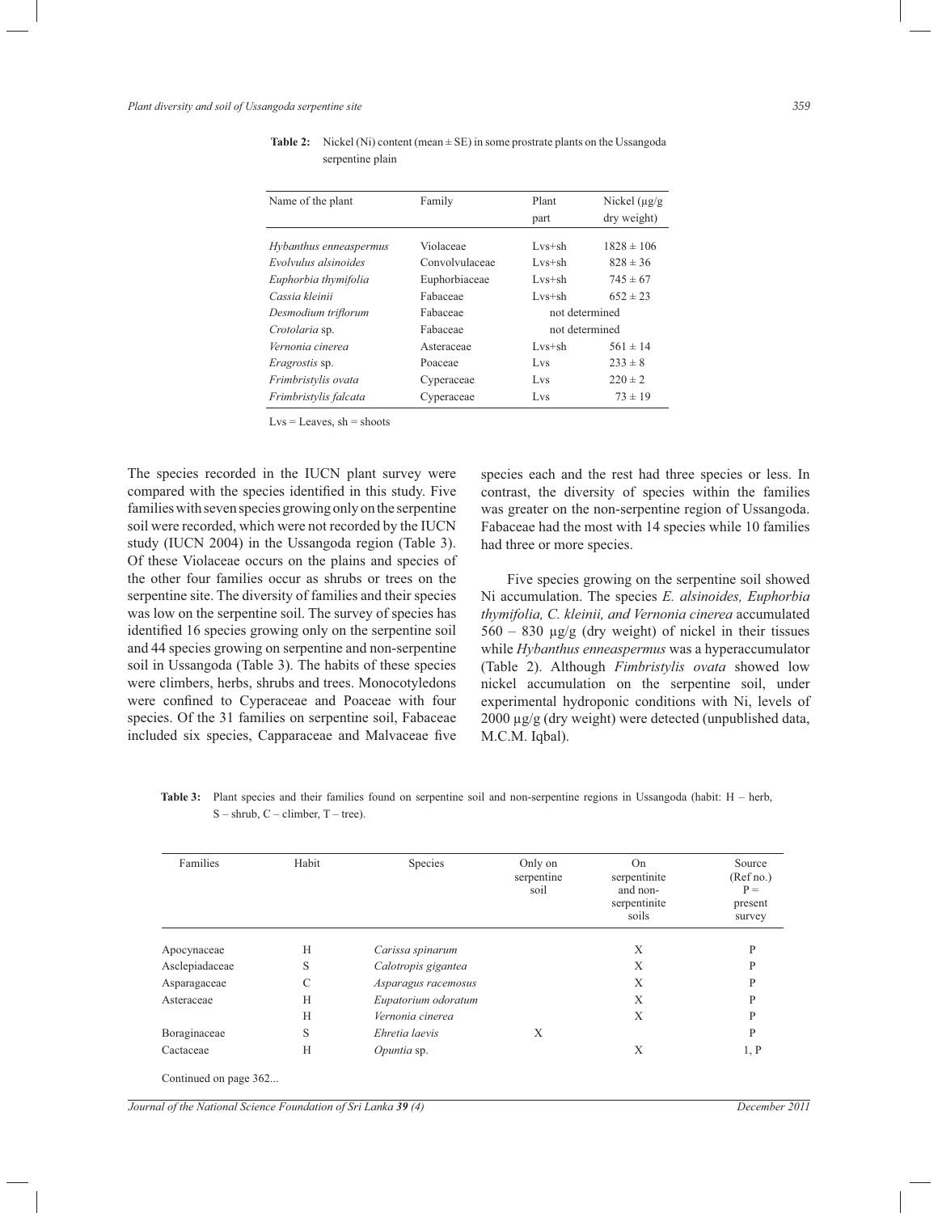**Table 2:** Nickel (Ni) content (mean ± SE) in some prostrate plants on the Ussangoda serpentine plain

| Name of the plant | Family | Plant part | Nickel (µg/g dry weight) |
|---|---|---|---|
| *Hybanthus enneaspermus* | Violaceae | Lvs+sh | 1828 ± 106 |
| *Evolvulus alsinoides* | Convolvulaceae | Lvs+sh | 828 ± 36 |
| *Euphorbia thymifolia* | Euphorbiaceae | Lvs+sh | 745 ± 67 |
| *Cassia kleinii* | Fabaceae | Lvs+sh | 652 ± 23 |
| *Desmodium triflorum* | Fabaceae | not determined | |
| *Crotolaria* sp. | Fabaceae | not determined | |
| *Vernonia cinerea* | Asteraceae | Lvs+sh | 561 ± 14 |
| *Eragrostis* sp. | Poaceae | Lvs | 233 ± 8 |
| *Frimbristylis ovata* | Cyperaceae | Lvs | 220 ± 2 |
| *Frimbristylis falcata* | Cyperaceae | Lvs | 73 ± 19 |

Lvs = Leaves, sh = shoots

The species recorded in the IUCN plant survey were compared with the species identified in this study. Five families with seven species growing only on the serpentine soil were recorded, which were not recorded by the IUCN study (IUCN 2004) in the Ussangoda region (Table 3). Of these Violaceae occurs on the plains and species of the other four families occur as shrubs or trees on the serpentine site. The diversity of families and their species was low on the serpentine soil. The survey of species has identified 16 species growing only on the serpentine soil and 44 species growing on serpentine and non-serpentine soil in Ussangoda (Table 3). The habits of these species were climbers, herbs, shrubs and trees. Monocotyledons were confined to Cyperaceae and Poaceae with four species. Of the 31 families on serpentine soil, Fabaceae included six species, Capparaceae and Malvaceae five species each and the rest had three species or less. In contrast, the diversity of species within the families was greater on the non-serpentine region of Ussangoda. Fabaceae had the most with 14 species while 10 families had three or more species.

Five species growing on the serpentine soil showed Ni accumulation. The species *E. alsinoides, Euphorbia thymifolia, C. kleinii, and Vernonia cinerea* accumulated 560 – 830 µg/g (dry weight) of nickel in their tissues while *Hybanthus enneaspermus* was a hyperaccumulator (Table 2). Although *Fimbristylis ovata* showed low nickel accumulation on the serpentine soil, under experimental hydroponic conditions with Ni, levels of 2000 µg/g (dry weight) were detected (unpublished data, M.C.M. Iqbal).

**Table 3:** Plant species and their families found on serpentine soil and non-serpentine regions in Ussangoda (habit: H – herb, S – shrub, C – climber, T – tree).

| Families | Habit | Species | Only on serpentine soil | On serpentinite and non-serpentinite soils | Source (Ref no.) P = present survey |
|---|---|---|---|---|---|
| Apocynaceae | H | *Carissa spinarum* | | X | P |
| Asclepiadaceae | S | *Calotropis gigantea* | | X | P |
| Asparagaceae | C | *Asparagus racemosus* | | X | P |
| Asteraceae | H | *Eupatorium odoratum* | | X | P |
| | H | *Vernonia cinerea* | | X | P |
| Boraginaceae | S | *Ehretia laevis* | X | | P |
| Cactaceae | H | *Opuntia* sp. | | X | 1, P |

Continued on page 362...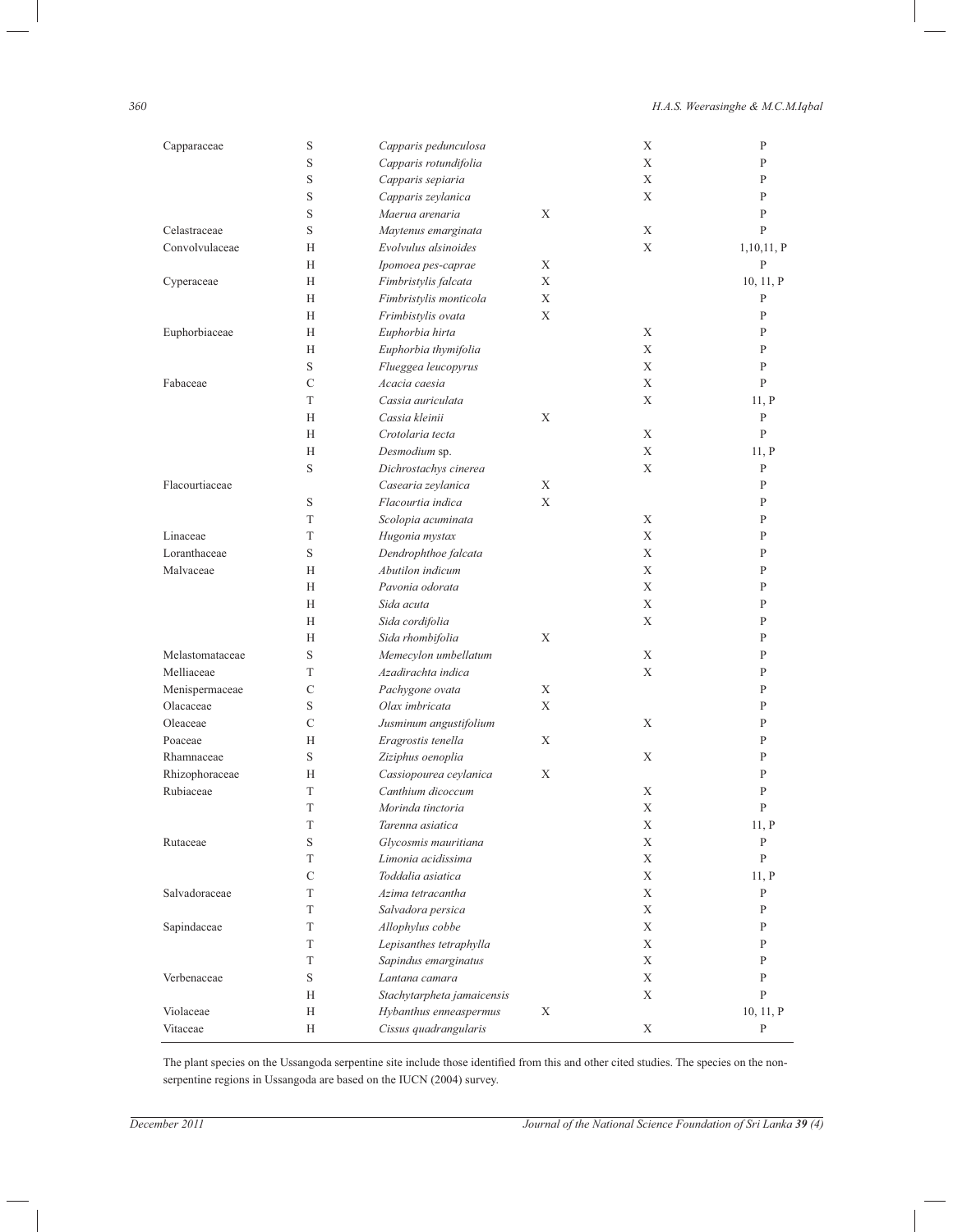| | | | | | |
|---|---|---|---|---|---|
| Capparaceae | S | *Capparis pedunculosa* | | X | P |
| | S | *Capparis rotundifolia* | | X | P |
| | S | *Capparis sepiaria* | | X | P |
| | S | *Capparis zeylanica* | | X | P |
| | S | *Maerua arenaria* | X | | P |
| Celastraceae | S | *Maytenus emarginata* | | X | P |
| Convolvulaceae | H | *Evolvulus alsinoides* | | X | 1,10,11, P |
| | H | *Ipomoea pes-caprae* | X | | P |
| Cyperaceae | H | *Fimbristylis falcata* | X | | 10, 11, P |
| | H | *Fimbristylis monticola* | X | | P |
| | H | *Frimbistylis ovata* | X | | P |
| Euphorbiaceae | H | *Euphorbia hirta* | | X | P |
| | H | *Euphorbia thymifolia* | | X | P |
| | S | *Flueggea leucopyrus* | | X | P |
| Fabaceae | C | *Acacia caesia* | | X | P |
| | T | *Cassia auriculata* | | X | 11, P |
| | H | *Cassia kleinii* | X | | P |
| | H | *Crotolaria tecta* | | X | P |
| | H | *Desmodium* sp. | | X | 11, P |
| | S | *Dichrostachys cinerea* | | X | P |
| Flacourtiaceae | | *Casearia zeylanica* | X | | P |
| | S | *Flacourtia indica* | X | | P |
| | T | *Scolopia acuminata* | | X | P |
| Linaceae | T | *Hugonia mystax* | | X | P |
| Loranthaceae | S | *Dendrophthoe falcata* | | X | P |
| Malvaceae | H | *Abutilon indicum* | | X | P |
| | H | *Pavonia odorata* | | X | P |
| | H | *Sida acuta* | | X | P |
| | H | *Sida cordifolia* | | X | P |
| | H | *Sida rhombifolia* | X | | P |
| Melastomataceae | S | *Memecylon umbellatum* | | X | P |
| Melliaceae | T | *Azadirachta indica* | | X | P |
| Menispermaceae | C | *Pachygone ovata* | X | | P |
| Olacaceae | S | *Olax imbricata* | X | | P |
| Oleaceae | C | *Jusminum angustifolium* | | X | P |
| Poaceae | H | *Eragrostis tenella* | X | | P |
| Rhamnaceae | S | *Ziziphus oenoplia* | | X | P |
| Rhizophoraceae | H | *Cassiopourea ceylanica* | X | | P |
| Rubiaceae | T | *Canthium dicoccum* | | X | P |
| | T | *Morinda tinctoria* | | X | P |
| | T | *Tarenna asiatica* | | X | 11, P |
| Rutaceae | S | *Glycosmis mauritiana* | | X | P |
| | T | *Limonia acidissima* | | X | P |
| | C | *Toddalia asiatica* | | X | 11, P |
| Salvadoraceae | T | *Azima tetracantha* | | X | P |
| | T | *Salvadora persica* | | X | P |
| Sapindaceae | T | *Allophylus cobbe* | | X | P |
| | T | *Lepisanthes tetraphylla* | | X | P |
| | T | *Sapindus emarginatus* | | X | P |
| Verbenaceae | S | *Lantana camara* | | X | P |
| | H | *Stachytarpheta jamaicensis* | | X | P |
| Violaceae | H | *Hybanthus enneaspermus* | X | | 10, 11, P |
| Vitaceae | H | *Cissus quadrangularis* | | X | P |

The plant species on the Ussangoda serpentine site include those identified from this and other cited studies. The species on the non-serpentine regions in Ussangoda are based on the IUCN (2004) survey.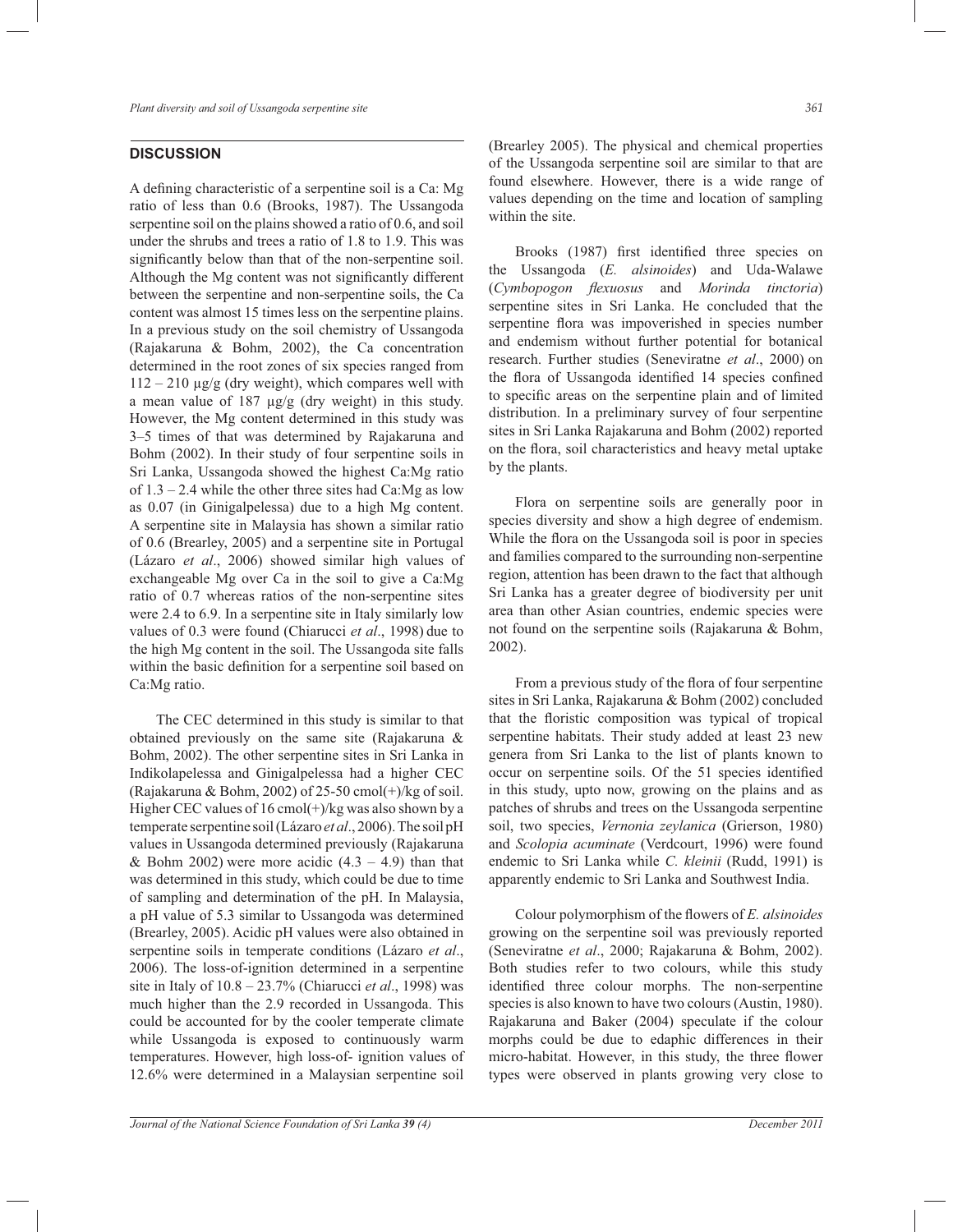## DISCUSSION

A defining characteristic of a serpentine soil is a Ca: Mg ratio of less than 0.6 (Brooks, 1987). The Ussangoda serpentine soil on the plains showed a ratio of 0.6, and soil under the shrubs and trees a ratio of 1.8 to 1.9. This was significantly below than that of the non-serpentine soil. Although the Mg content was not significantly different between the serpentine and non-serpentine soils, the Ca content was almost 15 times less on the serpentine plains. In a previous study on the soil chemistry of Ussangoda (Rajakaruna & Bohm, 2002), the Ca concentration determined in the root zones of six species ranged from 112 – 210 µg/g (dry weight), which compares well with a mean value of 187 µg/g (dry weight) in this study. However, the Mg content determined in this study was 3–5 times of that was determined by Rajakaruna and Bohm (2002). In their study of four serpentine soils in Sri Lanka, Ussangoda showed the highest Ca:Mg ratio of 1.3 – 2.4 while the other three sites had Ca:Mg as low as 0.07 (in Ginigalpelessa) due to a high Mg content. A serpentine site in Malaysia has shown a similar ratio of 0.6 (Brearley, 2005) and a serpentine site in Portugal (Lázaro *et al*., 2006) showed similar high values of exchangeable Mg over Ca in the soil to give a Ca:Mg ratio of 0.7 whereas ratios of the non-serpentine sites were 2.4 to 6.9. In a serpentine site in Italy similarly low values of 0.3 were found (Chiarucci *et al*., 1998) due to the high Mg content in the soil. The Ussangoda site falls within the basic definition for a serpentine soil based on Ca:Mg ratio.

The CEC determined in this study is similar to that obtained previously on the same site (Rajakaruna & Bohm, 2002). The other serpentine sites in Sri Lanka in Indikolapelessa and Ginigalpelessa had a higher CEC (Rajakaruna & Bohm, 2002) of 25-50 cmol(+)/kg of soil. Higher CEC values of 16 cmol(+)/kg was also shown by a temperate serpentine soil (Lázaro *et al*., 2006). The soil pH values in Ussangoda determined previously (Rajakaruna & Bohm 2002) were more acidic (4.3 – 4.9) than that was determined in this study, which could be due to time of sampling and determination of the pH. In Malaysia, a pH value of 5.3 similar to Ussangoda was determined (Brearley, 2005). Acidic pH values were also obtained in serpentine soils in temperate conditions (Lázaro *et al*., 2006). The loss-of-ignition determined in a serpentine site in Italy of 10.8 – 23.7% (Chiarucci *et al*., 1998) was much higher than the 2.9 recorded in Ussangoda. This could be accounted for by the cooler temperate climate while Ussangoda is exposed to continuously warm temperatures. However, high loss-of- ignition values of 12.6% were determined in a Malaysian serpentine soil (Brearley 2005). The physical and chemical properties of the Ussangoda serpentine soil are similar to that are found elsewhere. However, there is a wide range of values depending on the time and location of sampling within the site.

Brooks (1987) first identified three species on the Ussangoda (*E. alsinoides*) and Uda-Walawe (*Cymbopogon flexuosus* and *Morinda tinctoria*) serpentine sites in Sri Lanka. He concluded that the serpentine flora was impoverished in species number and endemism without further potential for botanical research. Further studies (Seneviratne *et al*., 2000) on the flora of Ussangoda identified 14 species confined to specific areas on the serpentine plain and of limited distribution. In a preliminary survey of four serpentine sites in Sri Lanka Rajakaruna and Bohm (2002) reported on the flora, soil characteristics and heavy metal uptake by the plants.

Flora on serpentine soils are generally poor in species diversity and show a high degree of endemism. While the flora on the Ussangoda soil is poor in species and families compared to the surrounding non-serpentine region, attention has been drawn to the fact that although Sri Lanka has a greater degree of biodiversity per unit area than other Asian countries, endemic species were not found on the serpentine soils (Rajakaruna & Bohm, 2002).

From a previous study of the flora of four serpentine sites in Sri Lanka, Rajakaruna & Bohm (2002) concluded that the floristic composition was typical of tropical serpentine habitats. Their study added at least 23 new genera from Sri Lanka to the list of plants known to occur on serpentine soils. Of the 51 species identified in this study, upto now, growing on the plains and as patches of shrubs and trees on the Ussangoda serpentine soil, two species, *Vernonia zeylanica* (Grierson, 1980) and *Scolopia acuminate* (Verdcourt, 1996) were found endemic to Sri Lanka while *C. kleinii* (Rudd, 1991) is apparently endemic to Sri Lanka and Southwest India.

Colour polymorphism of the flowers of *E. alsinoides* growing on the serpentine soil was previously reported (Seneviratne *et al*., 2000; Rajakaruna & Bohm, 2002). Both studies refer to two colours, while this study identified three colour morphs. The non-serpentine species is also known to have two colours (Austin, 1980). Rajakaruna and Baker (2004) speculate if the colour morphs could be due to edaphic differences in their micro-habitat. However, in this study, the three flower types were observed in plants growing very close to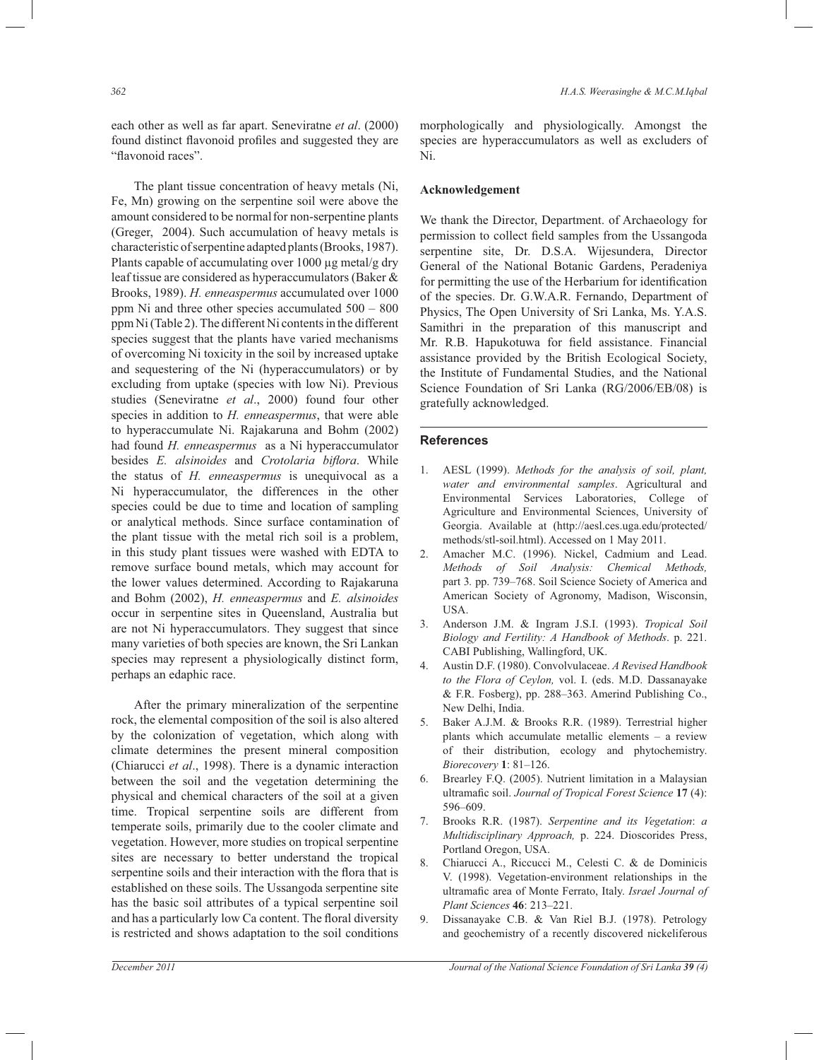each other as well as far apart. Seneviratne *et al*. (2000) found distinct flavonoid profiles and suggested they are "flavonoid races".

The plant tissue concentration of heavy metals (Ni, Fe, Mn) growing on the serpentine soil were above the amount considered to be normal for non-serpentine plants (Greger, 2004). Such accumulation of heavy metals is characteristic of serpentine adapted plants (Brooks, 1987). Plants capable of accumulating over 1000 µg metal/g dry leaf tissue are considered as hyperaccumulators (Baker & Brooks, 1989). *H. enneaspermus* accumulated over 1000 ppm Ni and three other species accumulated 500 – 800 ppm Ni (Table 2). The different Ni contents in the different species suggest that the plants have varied mechanisms of overcoming Ni toxicity in the soil by increased uptake and sequestering of the Ni (hyperaccumulators) or by excluding from uptake (species with low Ni). Previous studies (Seneviratne *et al*., 2000) found four other species in addition to *H. enneaspermus*, that were able to hyperaccumulate Ni. Rajakaruna and Bohm (2002) had found *H. enneaspermus* as a Ni hyperaccumulator besides *E. alsinoides* and *Crotolaria biflora*. While the status of *H. enneaspermus* is unequivocal as a Ni hyperaccumulator, the differences in the other species could be due to time and location of sampling or analytical methods. Since surface contamination of the plant tissue with the metal rich soil is a problem, in this study plant tissues were washed with EDTA to remove surface bound metals, which may account for the lower values determined. According to Rajakaruna and Bohm (2002), *H. enneaspermus* and *E. alsinoides* occur in serpentine sites in Queensland, Australia but are not Ni hyperaccumulators. They suggest that since many varieties of both species are known, the Sri Lankan species may represent a physiologically distinct form, perhaps an edaphic race.

After the primary mineralization of the serpentine rock, the elemental composition of the soil is also altered by the colonization of vegetation, which along with climate determines the present mineral composition (Chiarucci *et al*., 1998). There is a dynamic interaction between the soil and the vegetation determining the physical and chemical characters of the soil at a given time. Tropical serpentine soils are different from temperate soils, primarily due to the cooler climate and vegetation. However, more studies on tropical serpentine sites are necessary to better understand the tropical serpentine soils and their interaction with the flora that is established on these soils. The Ussangoda serpentine site has the basic soil attributes of a typical serpentine soil and has a particularly low Ca content. The floral diversity is restricted and shows adaptation to the soil conditions morphologically and physiologically. Amongst the species are hyperaccumulators as well as excluders of Ni.

**Acknowledgement**

We thank the Director, Department. of Archaeology for permission to collect field samples from the Ussangoda serpentine site, Dr. D.S.A. Wijesundera, Director General of the National Botanic Gardens, Peradeniya for permitting the use of the Herbarium for identification of the species. Dr. G.W.A.R. Fernando, Department of Physics, The Open University of Sri Lanka, Ms. Y.A.S. Samithri in the preparation of this manuscript and Mr. R.B. Hapukotuwa for field assistance. Financial assistance provided by the British Ecological Society, the Institute of Fundamental Studies, and the National Science Foundation of Sri Lanka (RG/2006/EB/08) is gratefully acknowledged.

## References

1. AESL (1999). *Methods for the analysis of soil, plant, water and environmental samples*. Agricultural and Environmental Services Laboratories, College of Agriculture and Environmental Sciences, University of Georgia. Available at (http://aesl.ces.uga.edu/protected/methods/stl-soil.html). Accessed on 1 May 2011.
2. Amacher M.C. (1996). Nickel, Cadmium and Lead. *Methods of Soil Analysis: Chemical Methods,* part 3. pp. 739–768. Soil Science Society of America and American Society of Agronomy, Madison, Wisconsin, USA.
3. Anderson J.M. & Ingram J.S.I. (1993). *Tropical Soil Biology and Fertility: A Handbook of Methods*. p. 221. CABI Publishing, Wallingford, UK.
4. Austin D.F. (1980). Convolvulaceae. *A Revised Handbook to the Flora of Ceylon,* vol. I. (eds. M.D. Dassanayake & F.R. Fosberg), pp. 288–363. Amerind Publishing Co., New Delhi, India.
5. Baker A.J.M. & Brooks R.R. (1989). Terrestrial higher plants which accumulate metallic elements – a review of their distribution, ecology and phytochemistry. *Biorecovery* **1**: 81–126.
6. Brearley F.Q. (2005). Nutrient limitation in a Malaysian ultramafic soil. *Journal of Tropical Forest Science* **17** (4): 596–609.
7. Brooks R.R. (1987). *Serpentine and its Vegetation*: *a Multidisciplinary Approach,* p. 224. Dioscorides Press, Portland Oregon, USA.
8. Chiarucci A., Riccucci M., Celesti C. & de Dominicis V. (1998). Vegetation-environment relationships in the ultramafic area of Monte Ferrato, Italy. *Israel Journal of Plant Sciences* **46**: 213–221.
9. Dissanayake C.B. & Van Riel B.J. (1978). Petrology and geochemistry of a recently discovered nickeliferous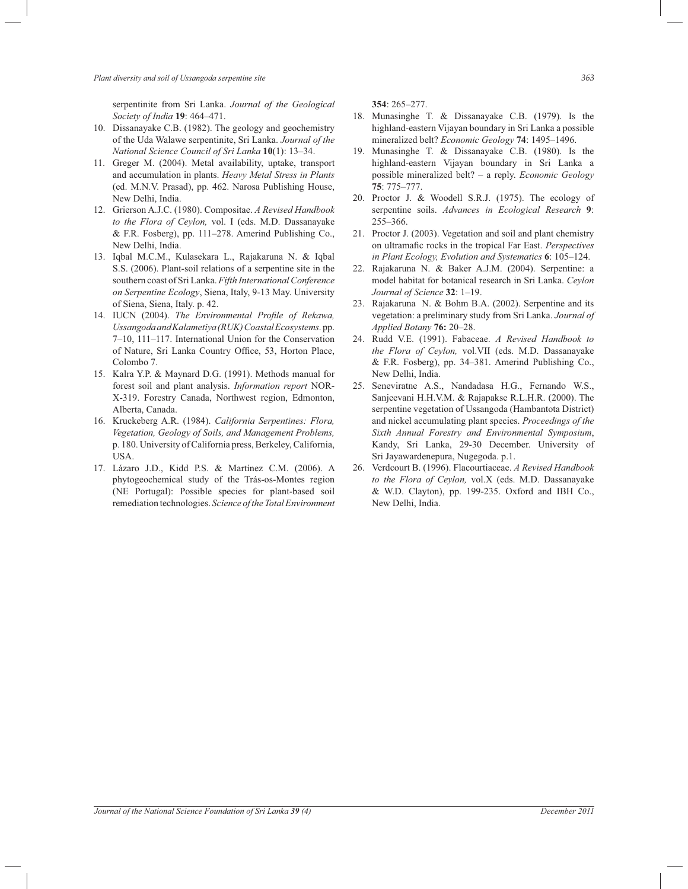serpentinite from Sri Lanka. *Journal of the Geological Society of India* **19**: 464–471.

10. Dissanayake C.B. (1982). The geology and geochemistry of the Uda Walawe serpentinite, Sri Lanka. *Journal of the National Science Council of Sri Lanka* **10**(1): 13–34.
11. Greger M. (2004). Metal availability, uptake, transport and accumulation in plants. *Heavy Metal Stress in Plants* (ed. M.N.V. Prasad), pp. 462. Narosa Publishing House, New Delhi, India.
12. Grierson A.J.C. (1980). Compositae. *A Revised Handbook to the Flora of Ceylon,* vol. I (eds. M.D. Dassanayake & F.R. Fosberg), pp. 111–278. Amerind Publishing Co., New Delhi, India.
13. Iqbal M.C.M., Kulasekara L., Rajakaruna N. & Iqbal S.S. (2006). Plant-soil relations of a serpentine site in the southern coast of Sri Lanka. *Fifth International Conference on Serpentine Ecology*, Siena, Italy, 9-13 May. University of Siena, Siena, Italy. p. 42.
14. IUCN (2004). *The Environmental Profile of Rekawa, Ussangoda and Kalametiya (RUK) Coastal Ecosystems.* pp. 7–10, 111–117. International Union for the Conservation of Nature, Sri Lanka Country Office, 53, Horton Place, Colombo 7.
15. Kalra Y.P. & Maynard D.G. (1991). Methods manual for forest soil and plant analysis. *Information report* NOR-X-319. Forestry Canada, Northwest region, Edmonton, Alberta, Canada.
16. Kruckeberg A.R. (1984). *California Serpentines: Flora, Vegetation, Geology of Soils, and Management Problems,* p. 180. University of California press, Berkeley, California, USA.
17. Lázaro J.D., Kidd P.S. & Martínez C.M. (2006). A phytogeochemical study of the Trás-os-Montes region (NE Portugal): Possible species for plant-based soil remediation technologies. *Science of the Total Environment* **354**: 265–277.
18. Munasinghe T. & Dissanayake C.B. (1979). Is the highland-eastern Vijayan boundary in Sri Lanka a possible mineralized belt? *Economic Geology* **74**: 1495–1496.
19. Munasinghe T. & Dissanayake C.B. (1980). Is the highland-eastern Vijayan boundary in Sri Lanka a possible mineralized belt? – a reply. *Economic Geology* **75**: 775–777.
20. Proctor J. & Woodell S.R.J. (1975). The ecology of serpentine soils. *Advances in Ecological Research* **9**: 255–366.
21. Proctor J. (2003). Vegetation and soil and plant chemistry on ultramafic rocks in the tropical Far East. *Perspectives in Plant Ecology, Evolution and Systematics* **6**: 105–124.
22. Rajakaruna N. & Baker A.J.M. (2004). Serpentine: a model habitat for botanical research in Sri Lanka. *Ceylon Journal of Science* **32**: 1–19.
23. Rajakaruna N. & Bohm B.A. (2002). Serpentine and its vegetation: a preliminary study from Sri Lanka. *Journal of Applied Botany* **76:** 20–28.
24. Rudd V.E. (1991). Fabaceae. *A Revised Handbook to the Flora of Ceylon,* vol.VII (eds. M.D. Dassanayake & F.R. Fosberg), pp. 34–381. Amerind Publishing Co., New Delhi, India.
25. Seneviratne A.S., Nandadasa H.G., Fernando W.S., Sanjeevani H.H.V.M. & Rajapakse R.L.H.R. (2000). The serpentine vegetation of Ussangoda (Hambantota District) and nickel accumulating plant species. *Proceedings of the Sixth Annual Forestry and Environmental Symposium*, Kandy, Sri Lanka, 29-30 December. University of Sri Jayawardenepura, Nugegoda. p.1.
26. Verdcourt B. (1996). Flacourtiaceae. *A Revised Handbook to the Flora of Ceylon,* vol.X (eds. M.D. Dassanayake & W.D. Clayton), pp. 199-235. Oxford and IBH Co., New Delhi, India.